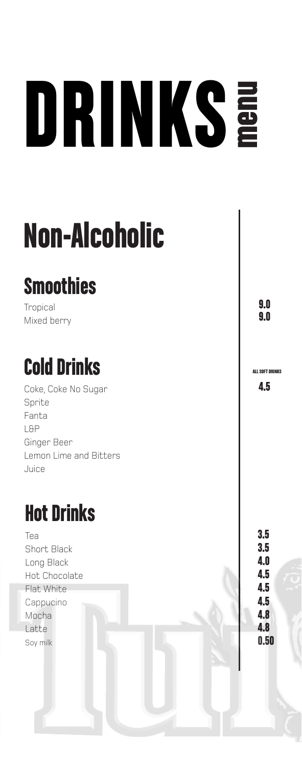# DRINKS menu

## Non-Alcoholic

### Smoothies

| Item | Price |
|---|---|
| Tropical | 9.0 |
| Mixed berry | 9.0 |

### Cold Drinks

ALL SOFT DRINKS 4.5

- Coke, Coke No Sugar
- Sprite
- Fanta
- L&P
- Ginger Beer
- Lemon Lime and Bitters
- Juice

### Hot Drinks

| Item | Price |
|---|---|
| Tea | 3.5 |
| Short Black | 3.5 |
| Long Black | 4.0 |
| Hot Chocolate | 4.5 |
| Flat White | 4.5 |
| Cappucino | 4.5 |
| Mocha | 4.8 |
| Latte | 4.8 |
| Soy milk | 0.50 |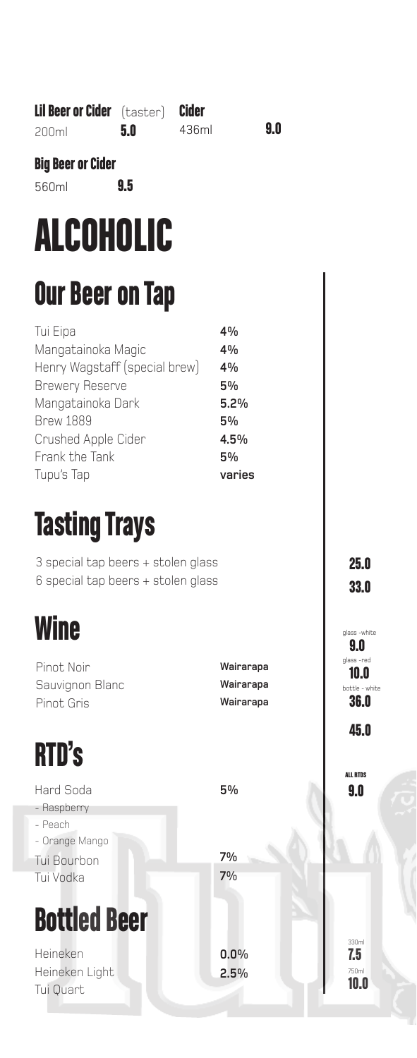**Lil Beer or Cider** (taster) 200ml **5.0**

**Cider** 436ml **9.0**

**Big Beer or Cider** 560ml **9.5**

# ALCOHOLIC

## Our Beer on Tap

| Beer | ABV |
|---|---|
| Tui Eipa | 4% |
| Mangatainoka Magic | 4% |
| Henry Wagstaff (special brew) | 4% |
| Brewery Reserve | 5% |
| Mangatainoka Dark | 5.2% |
| Brew 1889 | 5% |
| Crushed Apple Cider | 4.5% |
| Frank the Tank | 5% |
| Tupu's Tap | varies |

## Tasting Trays

| Tray | Price |
|---|---|
| 3 special tap beers + stolen glass | 25.0 |
| 6 special tap beers + stolen glass | 33.0 |

## Wine

| Wine | Region |
|---|---|
| Pinot Noir | Wairarapa |
| Sauvignon Blanc | Wairarapa |
| Pinot Gris | Wairarapa |

glass - white **9.0**
glass - red **10.0**
bottle - white **36.0**
**45.0**

## RTD's

| RTD | ABV |
|---|---|
| Hard Soda | 5% |
| - Raspberry | |
| - Peach | |
| - Orange Mango | |
| Tui Bourbon | 7% |
| Tui Vodka | 7% |

ALL RTDS **9.0**

## Bottled Beer

| Beer | ABV |
|---|---|
| Heineken | 0.0% |
| Heineken Light | 2.5% |
| Tui Quart | |

330ml **7.5**
750ml **10.0**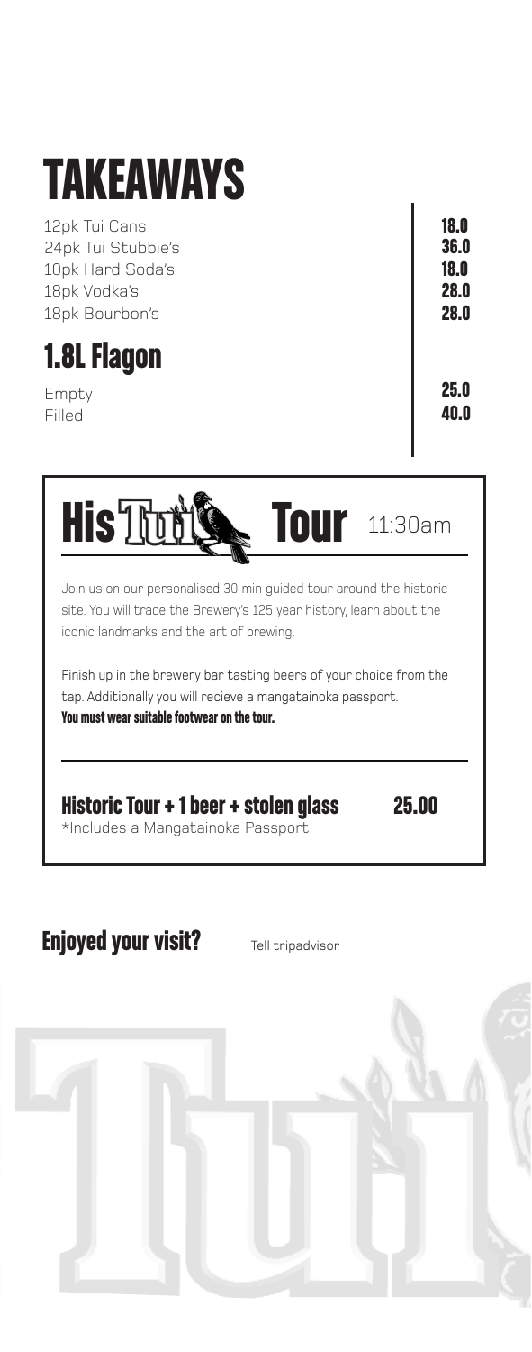# TAKEAWAYS

| | |
|---|---|
| 12pk Tui Cans | **18.0** |
| 24pk Tui Stubbie's | **36.0** |
| 10pk Hard Soda's | **18.0** |
| 18pk Vodka's | **28.0** |
| 18pk Bourbon's | **28.0** |

## 1.8L Flagon

| | |
|---|---|
| Empty | **25.0** |
| Filled | **40.0** |

## His Tui Tour 11:30am

Join us on our personalised 30 min guided tour around the historic site. You will trace the Brewery's 125 year history, learn about the iconic landmarks and the art of brewing.

Finish up in the brewery bar tasting beers of your choice from the tap. Additionally you will recieve a mangatainoka passport.
**You must wear suitable footwear on the tour.**

### Historic Tour + 1 beer + stolen glass 25.00

*Includes a Mangatainoka Passport

### Enjoyed your visit?

Tell tripadvisor